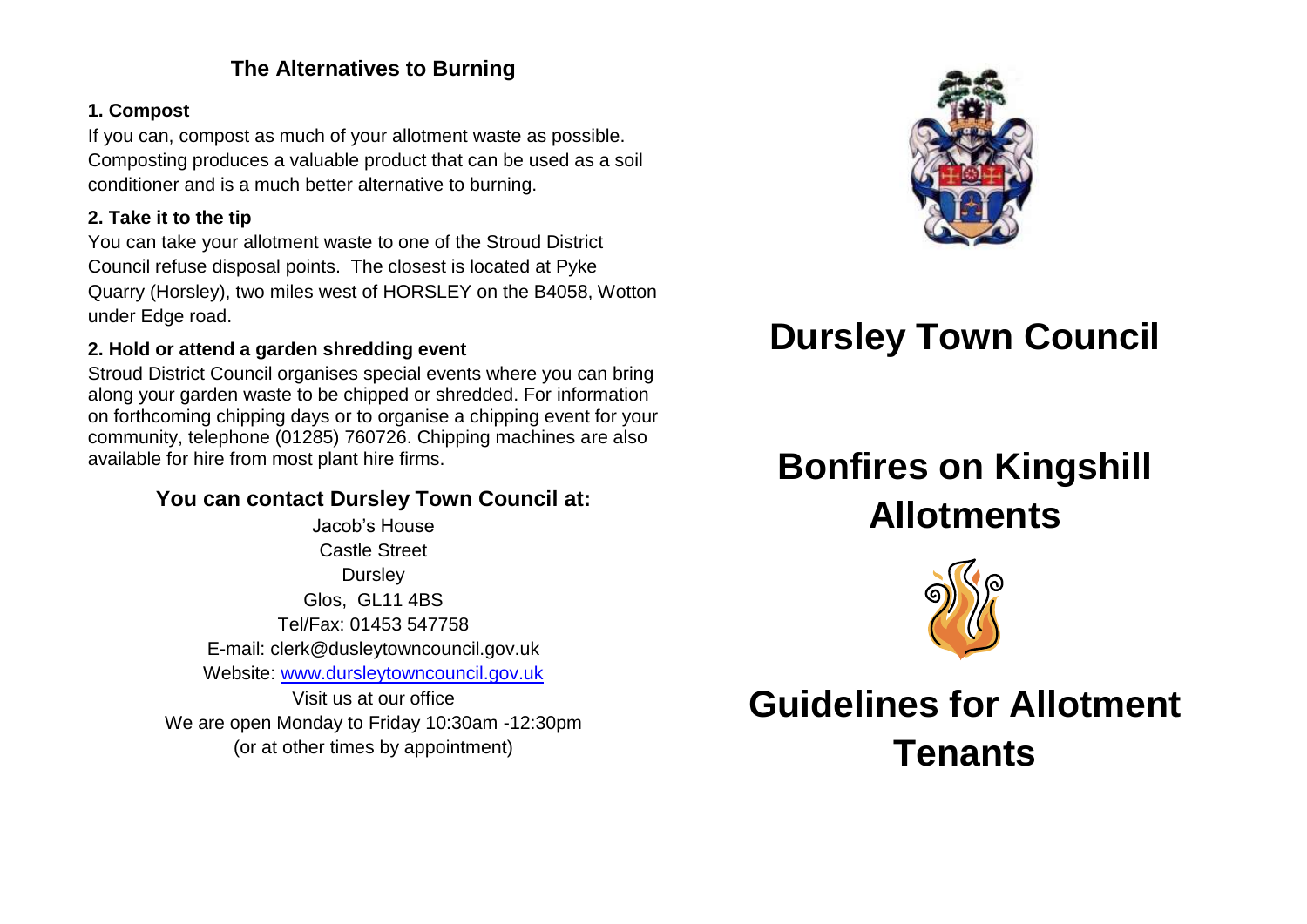## The Alternatives to Burning

**1. Compost**

If you can, compost as much of your allotment waste as possible. Composting produces a valuable product that can be used as a soil conditioner and is a much better alternative to burning.

**2. Take it to the tip**

You can take your allotment waste to one of the Stroud District Council refuse disposal points. The closest is located at Pyke Quarry (Horsley), two miles west of HORSLEY on the B4058, Wotton under Edge road.

**2. Hold or attend a garden shredding event**

Stroud District Council organises special events where you can bring along your garden waste to be chipped or shredded. For information on forthcoming chipping days or to organise a chipping event for your community, telephone (01285) 760726. Chipping machines are also available for hire from most plant hire firms.

### You can contact Dursley Town Council at:

Jacob's House
Castle Street
Dursley
Glos, GL11 4BS
Tel/Fax: 01453 547758
E-mail: clerk@dusleytowncouncil.gov.uk
Website: [www.dursleytowncouncil.gov.uk](www.dursleytowncouncil.gov.uk)
Visit us at our office
We are open Monday to Friday 10:30am -12:30pm
(or at other times by appointment)

# Dursley Town Council

# Bonfires on Kingshill Allotments

# Guidelines for Allotment Tenants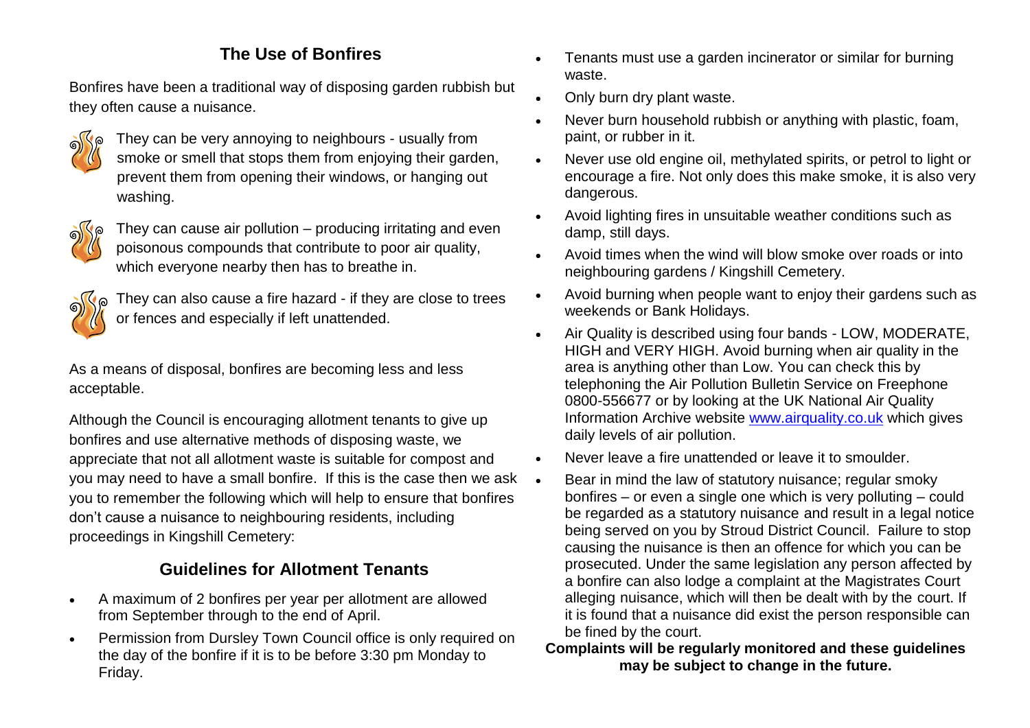## The Use of Bonfires

Bonfires have been a traditional way of disposing garden rubbish but they often cause a nuisance.

- They can be very annoying to neighbours - usually from smoke or smell that stops them from enjoying their garden, prevent them from opening their windows, or hanging out washing.
- They can cause air pollution – producing irritating and even poisonous compounds that contribute to poor air quality, which everyone nearby then has to breathe in.
- They can also cause a fire hazard - if they are close to trees or fences and especially if left unattended.

As a means of disposal, bonfires are becoming less and less acceptable.

Although the Council is encouraging allotment tenants to give up bonfires and use alternative methods of disposing waste, we appreciate that not all allotment waste is suitable for compost and you may need to have a small bonfire. If this is the case then we ask you to remember the following which will help to ensure that bonfires don't cause a nuisance to neighbouring residents, including proceedings in Kingshill Cemetery:

## Guidelines for Allotment Tenants

- A maximum of 2 bonfires per year per allotment are allowed from September through to the end of April.
- Permission from Dursley Town Council office is only required on the day of the bonfire if it is to be before 3:30 pm Monday to Friday.
- Tenants must use a garden incinerator or similar for burning waste.
- Only burn dry plant waste.
- Never burn household rubbish or anything with plastic, foam, paint, or rubber in it.
- Never use old engine oil, methylated spirits, or petrol to light or encourage a fire. Not only does this make smoke, it is also very dangerous.
- Avoid lighting fires in unsuitable weather conditions such as damp, still days.
- Avoid times when the wind will blow smoke over roads or into neighbouring gardens / Kingshill Cemetery.
- Avoid burning when people want to enjoy their gardens such as weekends or Bank Holidays.
- Air Quality is described using four bands - LOW, MODERATE, HIGH and VERY HIGH. Avoid burning when air quality in the area is anything other than Low. You can check this by telephoning the Air Pollution Bulletin Service on Freephone 0800-556677 or by looking at the UK National Air Quality Information Archive website www.airquality.co.uk which gives daily levels of air pollution.
- Never leave a fire unattended or leave it to smoulder.
- Bear in mind the law of statutory nuisance; regular smoky bonfires – or even a single one which is very polluting – could be regarded as a statutory nuisance and result in a legal notice being served on you by Stroud District Council. Failure to stop causing the nuisance is then an offence for which you can be prosecuted. Under the same legislation any person affected by a bonfire can also lodge a complaint at the Magistrates Court alleging nuisance, which will then be dealt with by the court. If it is found that a nuisance did exist the person responsible can be fined by the court.

**Complaints will be regularly monitored and these guidelines may be subject to change in the future.**